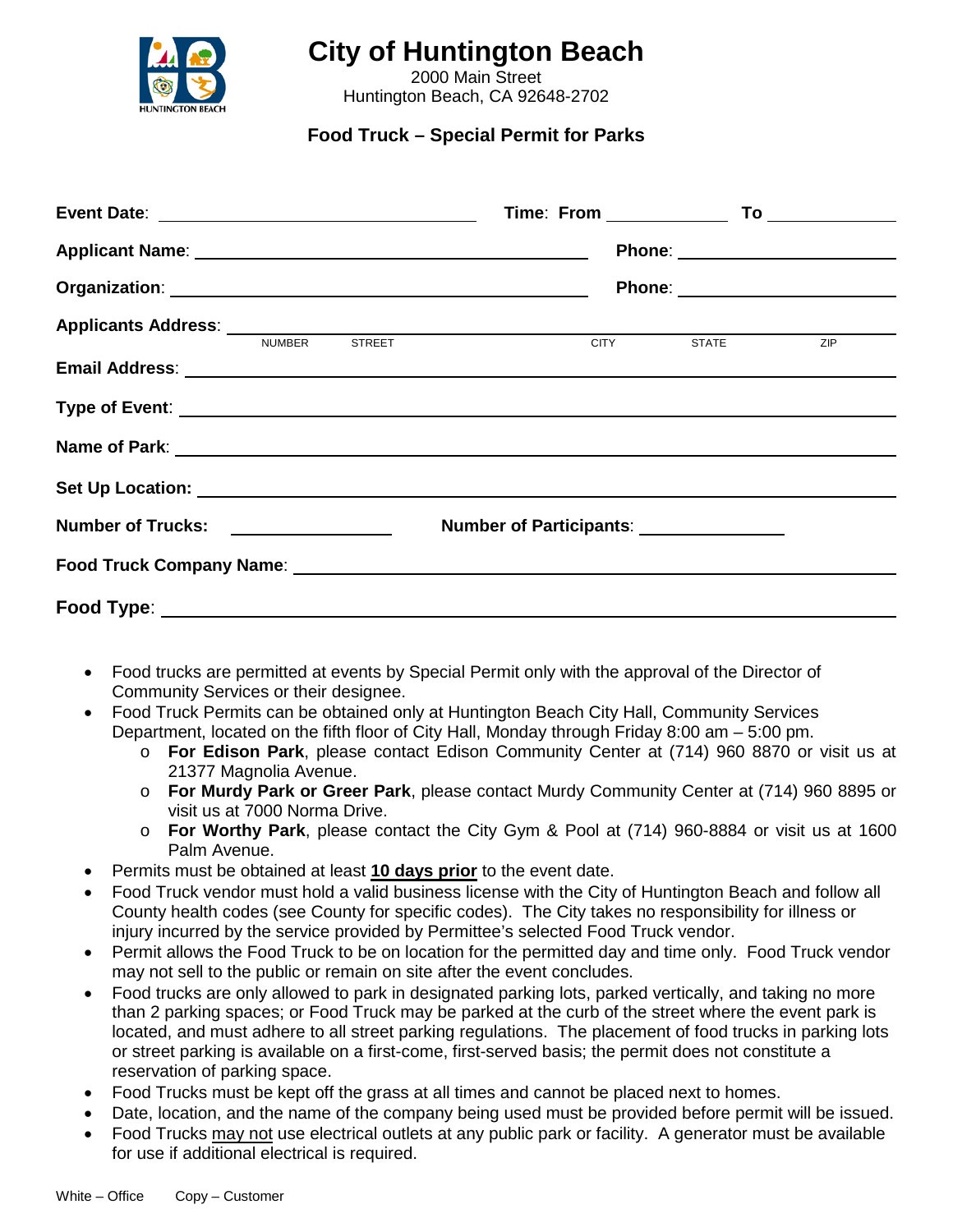# City of Huntington Beach

2000 Main Street
Huntington Beach, CA 92648-2702

## Food Truck – Special Permit for Parks

**Event Date**: ______________________ **Time**: **From** __________ **To** __________

**Applicant Name**: ______________________ **Phone**: __________

**Organization**: ______________________ **Phone**: __________

**Applicants Address**: ______________________
NUMBER STREET CITY STATE ZIP

**Email Address**: ______________________

**Type of Event**: ______________________

**Name of Park**: ______________________

**Set Up Location:** ______________________

**Number of Trucks:** __________ **Number of Participants**: __________

**Food Truck Company Name**: ______________________

**Food Type**: ______________________

- Food trucks are permitted at events by Special Permit only with the approval of the Director of Community Services or their designee.
- Food Truck Permits can be obtained only at Huntington Beach City Hall, Community Services Department, located on the fifth floor of City Hall, Monday through Friday 8:00 am – 5:00 pm.
  - **For Edison Park**, please contact Edison Community Center at (714) 960 8870 or visit us at 21377 Magnolia Avenue.
  - **For Murdy Park or Greer Park**, please contact Murdy Community Center at (714) 960 8895 or visit us at 7000 Norma Drive.
  - **For Worthy Park**, please contact the City Gym & Pool at (714) 960-8884 or visit us at 1600 Palm Avenue.
- Permits must be obtained at least **10 days prior** to the event date.
- Food Truck vendor must hold a valid business license with the City of Huntington Beach and follow all County health codes (see County for specific codes). The City takes no responsibility for illness or injury incurred by the service provided by Permittee's selected Food Truck vendor.
- Permit allows the Food Truck to be on location for the permitted day and time only. Food Truck vendor may not sell to the public or remain on site after the event concludes.
- Food trucks are only allowed to park in designated parking lots, parked vertically, and taking no more than 2 parking spaces; or Food Truck may be parked at the curb of the street where the event park is located, and must adhere to all street parking regulations. The placement of food trucks in parking lots or street parking is available on a first-come, first-served basis; the permit does not constitute a reservation of parking space.
- Food Trucks must be kept off the grass at all times and cannot be placed next to homes.
- Date, location, and the name of the company being used must be provided before permit will be issued.
- Food Trucks may not use electrical outlets at any public park or facility. A generator must be available for use if additional electrical is required.

White – Office Copy – Customer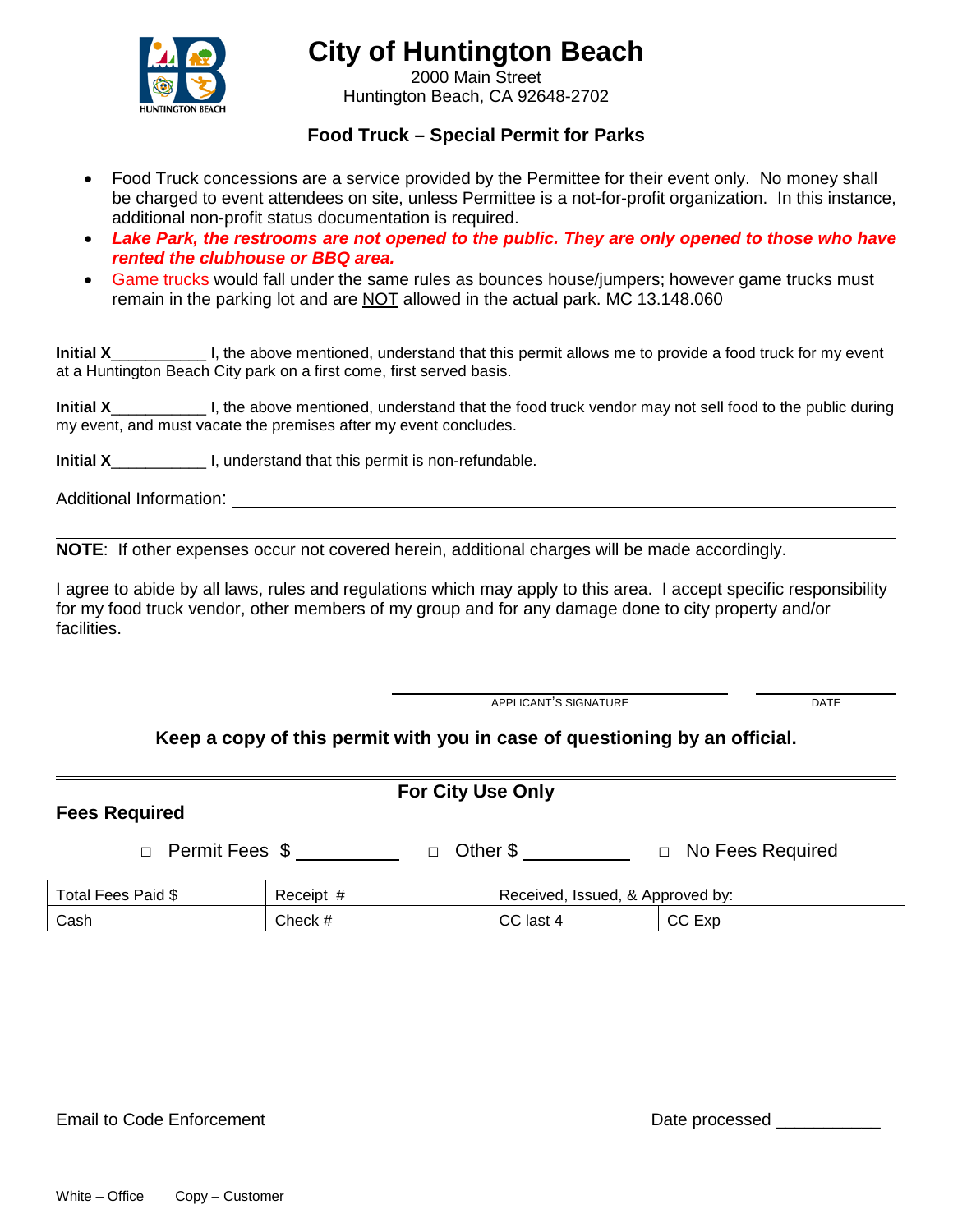# City of Huntington Beach

2000 Main Street
Huntington Beach, CA 92648-2702

## Food Truck – Special Permit for Parks

- Food Truck concessions are a service provided by the Permittee for their event only. No money shall be charged to event attendees on site, unless Permittee is a not-for-profit organization. In this instance, additional non-profit status documentation is required.
- ***Lake Park, the restrooms are not opened to the public. They are only opened to those who have rented the clubhouse or BBQ area.***
- Game trucks would fall under the same rules as bounces house/jumpers; however game trucks must remain in the parking lot and are NOT allowed in the actual park. MC 13.148.060

**Initial X**___________ I, the above mentioned, understand that this permit allows me to provide a food truck for my event at a Huntington Beach City park on a first come, first served basis.

**Initial X**___________ I, the above mentioned, understand that the food truck vendor may not sell food to the public during my event, and must vacate the premises after my event concludes.

**Initial X**___________ I, understand that this permit is non-refundable.

Additional Information: ____________________________________________

**NOTE**: If other expenses occur not covered herein, additional charges will be made accordingly.

I agree to abide by all laws, rules and regulations which may apply to this area. I accept specific responsibility for my food truck vendor, other members of my group and for any damage done to city property and/or facilities.

______________________________ APPLICANT'S SIGNATURE

____________ DATE

**Keep a copy of this permit with you in case of questioning by an official.**

### For City Use Only

**Fees Required**

□ Permit Fees $ __________ □ Other $ __________ □ No Fees Required

| | | | |
|---|---|---|---|
| Total Fees Paid $ | Receipt # | Received, Issued, & Approved by: | |
| Cash | Check # | CC last 4 | CC Exp |

Email to Code Enforcement

Date processed ___________

White – Office Copy – Customer